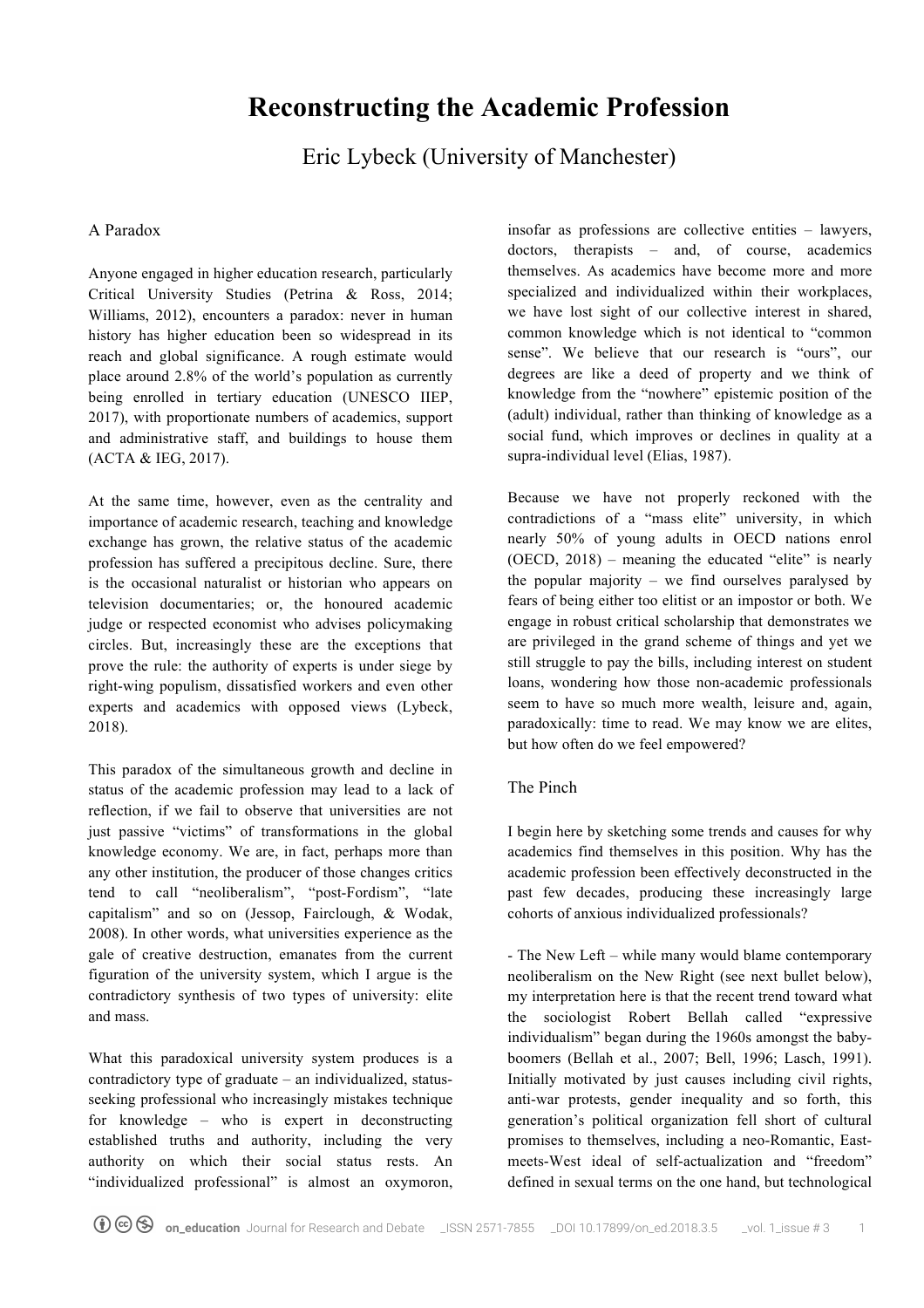# Reconstructing the Academic Profession

Eric Lybeck (University of Manchester)

## A Paradox

Anyone engaged in higher education research, particularly Critical University Studies (Petrina & Ross, 2014; Williams, 2012), encounters a paradox: never in human history has higher education been so widespread in its reach and global significance. A rough estimate would place around 2.8% of the world's population as currently being enrolled in tertiary education (UNESCO IIEP, 2017), with proportionate numbers of academics, support and administrative staff, and buildings to house them (ACTA & IEG, 2017).

At the same time, however, even as the centrality and importance of academic research, teaching and knowledge exchange has grown, the relative status of the academic profession has suffered a precipitous decline. Sure, there is the occasional naturalist or historian who appears on television documentaries; or, the honoured academic judge or respected economist who advises policymaking circles. But, increasingly these are the exceptions that prove the rule: the authority of experts is under siege by right-wing populism, dissatisfied workers and even other experts and academics with opposed views (Lybeck, 2018).

This paradox of the simultaneous growth and decline in status of the academic profession may lead to a lack of reflection, if we fail to observe that universities are not just passive "victims" of transformations in the global knowledge economy. We are, in fact, perhaps more than any other institution, the producer of those changes critics tend to call "neoliberalism", "post-Fordism", "late capitalism" and so on (Jessop, Fairclough, & Wodak, 2008). In other words, what universities experience as the gale of creative destruction, emanates from the current figuration of the university system, which I argue is the contradictory synthesis of two types of university: elite and mass.

What this paradoxical university system produces is a contradictory type of graduate – an individualized, status-seeking professional who increasingly mistakes technique for knowledge – who is expert in deconstructing established truths and authority, including the very authority on which their social status rests. An "individualized professional" is almost an oxymoron, insofar as professions are collective entities – lawyers, doctors, therapists – and, of course, academics themselves. As academics have become more and more specialized and individualized within their workplaces, we have lost sight of our collective interest in shared, common knowledge which is not identical to "common sense". We believe that our research is "ours", our degrees are like a deed of property and we think of knowledge from the "nowhere" epistemic position of the (adult) individual, rather than thinking of knowledge as a social fund, which improves or declines in quality at a supra-individual level (Elias, 1987).

Because we have not properly reckoned with the contradictions of a "mass elite" university, in which nearly 50% of young adults in OECD nations enrol (OECD, 2018) – meaning the educated "elite" is nearly the popular majority – we find ourselves paralysed by fears of being either too elitist or an impostor or both. We engage in robust critical scholarship that demonstrates we are privileged in the grand scheme of things and yet we still struggle to pay the bills, including interest on student loans, wondering how those non-academic professionals seem to have so much more wealth, leisure and, again, paradoxically: time to read. We may know we are elites, but how often do we feel empowered?

## The Pinch

I begin here by sketching some trends and causes for why academics find themselves in this position. Why has the academic profession been effectively deconstructed in the past few decades, producing these increasingly large cohorts of anxious individualized professionals?

- The New Left – while many would blame contemporary neoliberalism on the New Right (see next bullet below), my interpretation here is that the recent trend toward what the sociologist Robert Bellah called "expressive individualism" began during the 1960s amongst the baby-boomers (Bellah et al., 2007; Bell, 1996; Lasch, 1991). Initially motivated by just causes including civil rights, anti-war protests, gender inequality and so forth, this generation's political organization fell short of cultural promises to themselves, including a neo-Romantic, East-meets-West ideal of self-actualization and "freedom" defined in sexual terms on the one hand, but technological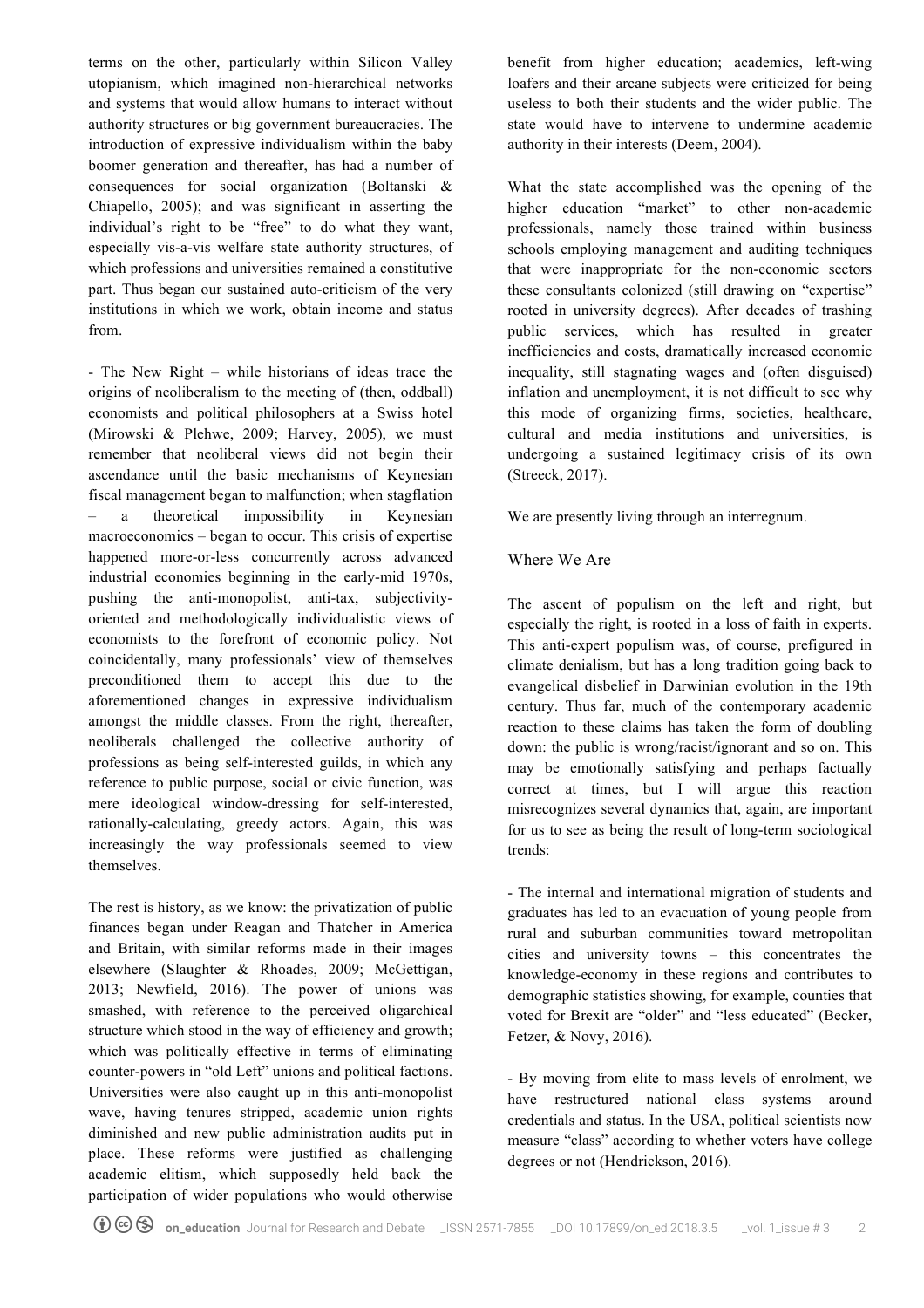terms on the other, particularly within Silicon Valley utopianism, which imagined non-hierarchical networks and systems that would allow humans to interact without authority structures or big government bureaucracies. The introduction of expressive individualism within the baby boomer generation and thereafter, has had a number of consequences for social organization (Boltanski & Chiapello, 2005); and was significant in asserting the individual's right to be "free" to do what they want, especially vis-a-vis welfare state authority structures, of which professions and universities remained a constitutive part. Thus began our sustained auto-criticism of the very institutions in which we work, obtain income and status from.

- The New Right – while historians of ideas trace the origins of neoliberalism to the meeting of (then, oddball) economists and political philosophers at a Swiss hotel (Mirowski & Plehwe, 2009; Harvey, 2005), we must remember that neoliberal views did not begin their ascendance until the basic mechanisms of Keynesian fiscal management began to malfunction; when stagflation – a theoretical impossibility in Keynesian macroeconomics – began to occur. This crisis of expertise happened more-or-less concurrently across advanced industrial economies beginning in the early-mid 1970s, pushing the anti-monopolist, anti-tax, subjectivity-oriented and methodologically individualistic views of economists to the forefront of economic policy. Not coincidentally, many professionals' view of themselves preconditioned them to accept this due to the aforementioned changes in expressive individualism amongst the middle classes. From the right, thereafter, neoliberals challenged the collective authority of professions as being self-interested guilds, in which any reference to public purpose, social or civic function, was mere ideological window-dressing for self-interested, rationally-calculating, greedy actors. Again, this was increasingly the way professionals seemed to view themselves.

The rest is history, as we know: the privatization of public finances began under Reagan and Thatcher in America and Britain, with similar reforms made in their images elsewhere (Slaughter & Rhoades, 2009; McGettigan, 2013; Newfield, 2016). The power of unions was smashed, with reference to the perceived oligarchical structure which stood in the way of efficiency and growth; which was politically effective in terms of eliminating counter-powers in "old Left" unions and political factions. Universities were also caught up in this anti-monopolist wave, having tenures stripped, academic union rights diminished and new public administration audits put in place. These reforms were justified as challenging academic elitism, which supposedly held back the participation of wider populations who would otherwise benefit from higher education; academics, left-wing loafers and their arcane subjects were criticized for being useless to both their students and the wider public. The state would have to intervene to undermine academic authority in their interests (Deem, 2004).

What the state accomplished was the opening of the higher education "market" to other non-academic professionals, namely those trained within business schools employing management and auditing techniques that were inappropriate for the non-economic sectors these consultants colonized (still drawing on "expertise" rooted in university degrees). After decades of trashing public services, which has resulted in greater inefficiencies and costs, dramatically increased economic inequality, still stagnating wages and (often disguised) inflation and unemployment, it is not difficult to see why this mode of organizing firms, societies, healthcare, cultural and media institutions and universities, is undergoing a sustained legitimacy crisis of its own (Streeck, 2017).

We are presently living through an interregnum.

## Where We Are

The ascent of populism on the left and right, but especially the right, is rooted in a loss of faith in experts. This anti-expert populism was, of course, prefigured in climate denialism, but has a long tradition going back to evangelical disbelief in Darwinian evolution in the 19th century. Thus far, much of the contemporary academic reaction to these claims has taken the form of doubling down: the public is wrong/racist/ignorant and so on. This may be emotionally satisfying and perhaps factually correct at times, but I will argue this reaction misrecognizes several dynamics that, again, are important for us to see as being the result of long-term sociological trends:

- The internal and international migration of students and graduates has led to an evacuation of young people from rural and suburban communities toward metropolitan cities and university towns – this concentrates the knowledge-economy in these regions and contributes to demographic statistics showing, for example, counties that voted for Brexit are "older" and "less educated" (Becker, Fetzer, & Novy, 2016).

- By moving from elite to mass levels of enrolment, we have restructured national class systems around credentials and status. In the USA, political scientists now measure "class" according to whether voters have college degrees or not (Hendrickson, 2016).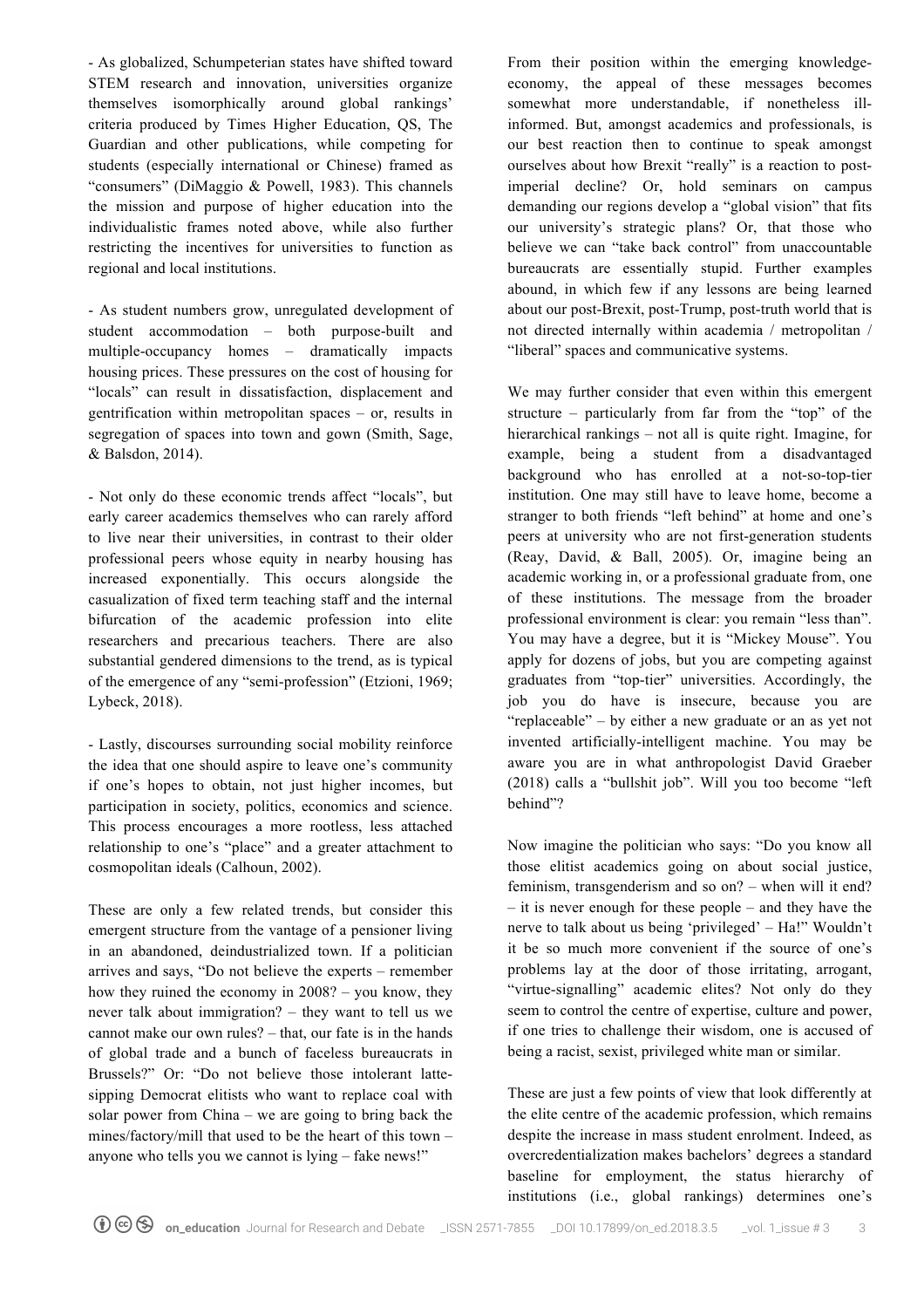- As globalized, Schumpeterian states have shifted toward STEM research and innovation, universities organize themselves isomorphically around global rankings' criteria produced by Times Higher Education, QS, The Guardian and other publications, while competing for students (especially international or Chinese) framed as "consumers" (DiMaggio & Powell, 1983). This channels the mission and purpose of higher education into the individualistic frames noted above, while also further restricting the incentives for universities to function as regional and local institutions.

- As student numbers grow, unregulated development of student accommodation – both purpose-built and multiple-occupancy homes – dramatically impacts housing prices. These pressures on the cost of housing for "locals" can result in dissatisfaction, displacement and gentrification within metropolitan spaces – or, results in segregation of spaces into town and gown (Smith, Sage, & Balsdon, 2014).

- Not only do these economic trends affect "locals", but early career academics themselves who can rarely afford to live near their universities, in contrast to their older professional peers whose equity in nearby housing has increased exponentially. This occurs alongside the casualization of fixed term teaching staff and the internal bifurcation of the academic profession into elite researchers and precarious teachers. There are also substantial gendered dimensions to the trend, as is typical of the emergence of any "semi-profession" (Etzioni, 1969; Lybeck, 2018).

- Lastly, discourses surrounding social mobility reinforce the idea that one should aspire to leave one's community if one's hopes to obtain, not just higher incomes, but participation in society, politics, economics and science. This process encourages a more rootless, less attached relationship to one's "place" and a greater attachment to cosmopolitan ideals (Calhoun, 2002).

These are only a few related trends, but consider this emergent structure from the vantage of a pensioner living in an abandoned, deindustrialized town. If a politician arrives and says, "Do not believe the experts – remember how they ruined the economy in 2008? – you know, they never talk about immigration? – they want to tell us we cannot make our own rules? – that, our fate is in the hands of global trade and a bunch of faceless bureaucrats in Brussels?" Or: "Do not believe those intolerant latte-sipping Democrat elitists who want to replace coal with solar power from China – we are going to bring back the mines/factory/mill that used to be the heart of this town – anyone who tells you we cannot is lying – fake news!"

From their position within the emerging knowledge-economy, the appeal of these messages becomes somewhat more understandable, if nonetheless ill-informed. But, amongst academics and professionals, is our best reaction then to continue to speak amongst ourselves about how Brexit "really" is a reaction to post-imperial decline? Or, hold seminars on campus demanding our regions develop a "global vision" that fits our university's strategic plans? Or, that those who believe we can "take back control" from unaccountable bureaucrats are essentially stupid. Further examples abound, in which few if any lessons are being learned about our post-Brexit, post-Trump, post-truth world that is not directed internally within academia / metropolitan / "liberal" spaces and communicative systems.

We may further consider that even within this emergent structure – particularly from far from the "top" of the hierarchical rankings – not all is quite right. Imagine, for example, being a student from a disadvantaged background who has enrolled at a not-so-top-tier institution. One may still have to leave home, become a stranger to both friends "left behind" at home and one's peers at university who are not first-generation students (Reay, David, & Ball, 2005). Or, imagine being an academic working in, or a professional graduate from, one of these institutions. The message from the broader professional environment is clear: you remain "less than". You may have a degree, but it is "Mickey Mouse". You apply for dozens of jobs, but you are competing against graduates from "top-tier" universities. Accordingly, the job you do have is insecure, because you are "replaceable" – by either a new graduate or an as yet not invented artificially-intelligent machine. You may be aware you are in what anthropologist David Graeber (2018) calls a "bullshit job". Will you too become "left behind"?

Now imagine the politician who says: "Do you know all those elitist academics going on about social justice, feminism, transgenderism and so on? – when will it end? – it is never enough for these people – and they have the nerve to talk about us being 'privileged' – Ha!" Wouldn't it be so much more convenient if the source of one's problems lay at the door of those irritating, arrogant, "virtue-signalling" academic elites? Not only do they seem to control the centre of expertise, culture and power, if one tries to challenge their wisdom, one is accused of being a racist, sexist, privileged white man or similar.

These are just a few points of view that look differently at the elite centre of the academic profession, which remains despite the increase in mass student enrolment. Indeed, as overcredentialization makes bachelors' degrees a standard baseline for employment, the status hierarchy of institutions (i.e., global rankings) determines one's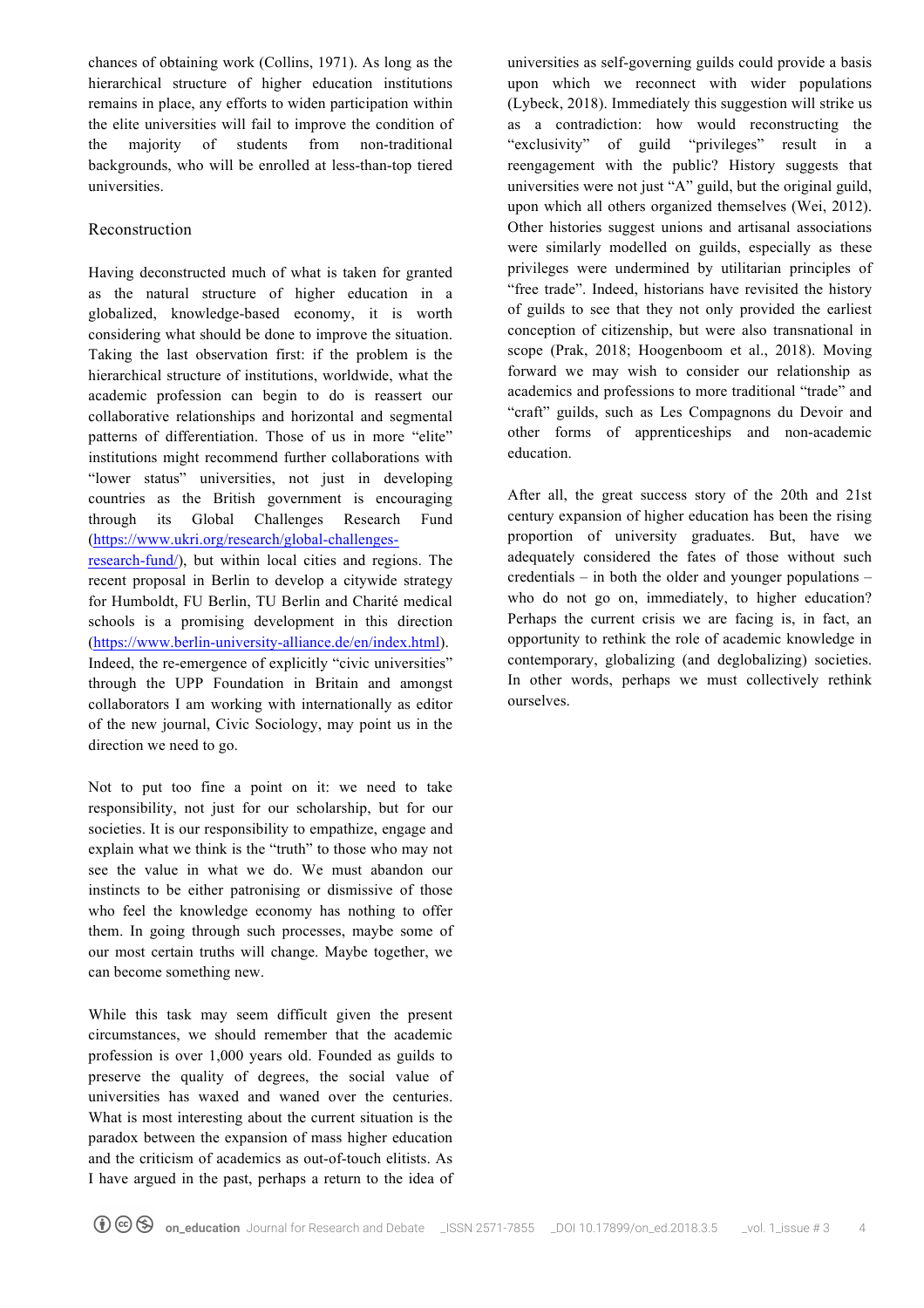chances of obtaining work (Collins, 1971). As long as the hierarchical structure of higher education institutions remains in place, any efforts to widen participation within the elite universities will fail to improve the condition of the majority of students from non-traditional backgrounds, who will be enrolled at less-than-top tiered universities.

## Reconstruction

Having deconstructed much of what is taken for granted as the natural structure of higher education in a globalized, knowledge-based economy, it is worth considering what should be done to improve the situation. Taking the last observation first: if the problem is the hierarchical structure of institutions, worldwide, what the academic profession can begin to do is reassert our collaborative relationships and horizontal and segmental patterns of differentiation. Those of us in more "elite" institutions might recommend further collaborations with "lower status" universities, not just in developing countries as the British government is encouraging through its Global Challenges Research Fund ([https://www.ukri.org/research/global-challenges-research-fund/](https://www.ukri.org/research/global-challenges-research-fund/)), but within local cities and regions. The recent proposal in Berlin to develop a citywide strategy for Humboldt, FU Berlin, TU Berlin and Charité medical schools is a promising development in this direction ([https://www.berlin-university-alliance.de/en/index.html](https://www.berlin-university-alliance.de/en/index.html)). Indeed, the re-emergence of explicitly "civic universities" through the UPP Foundation in Britain and amongst collaborators I am working with internationally as editor of the new journal, Civic Sociology, may point us in the direction we need to go.

Not to put too fine a point on it: we need to take responsibility, not just for our scholarship, but for our societies. It is our responsibility to empathize, engage and explain what we think is the "truth" to those who may not see the value in what we do. We must abandon our instincts to be either patronising or dismissive of those who feel the knowledge economy has nothing to offer them. In going through such processes, maybe some of our most certain truths will change. Maybe together, we can become something new.

While this task may seem difficult given the present circumstances, we should remember that the academic profession is over 1,000 years old. Founded as guilds to preserve the quality of degrees, the social value of universities has waxed and waned over the centuries. What is most interesting about the current situation is the paradox between the expansion of mass higher education and the criticism of academics as out-of-touch elitists. As I have argued in the past, perhaps a return to the idea of universities as self-governing guilds could provide a basis upon which we reconnect with wider populations (Lybeck, 2018). Immediately this suggestion will strike us as a contradiction: how would reconstructing the "exclusivity" of guild "privileges" result in a reengagement with the public? History suggests that universities were not just "A" guild, but the original guild, upon which all others organized themselves (Wei, 2012). Other histories suggest unions and artisanal associations were similarly modelled on guilds, especially as these privileges were undermined by utilitarian principles of "free trade". Indeed, historians have revisited the history of guilds to see that they not only provided the earliest conception of citizenship, but were also transnational in scope (Prak, 2018; Hoogenboom et al., 2018). Moving forward we may wish to consider our relationship as academics and professions to more traditional "trade" and "craft" guilds, such as Les Compagnons du Devoir and other forms of apprenticeships and non-academic education.

After all, the great success story of the 20th and 21st century expansion of higher education has been the rising proportion of university graduates. But, have we adequately considered the fates of those without such credentials – in both the older and younger populations – who do not go on, immediately, to higher education? Perhaps the current crisis we are facing is, in fact, an opportunity to rethink the role of academic knowledge in contemporary, globalizing (and deglobalizing) societies. In other words, perhaps we must collectively rethink ourselves.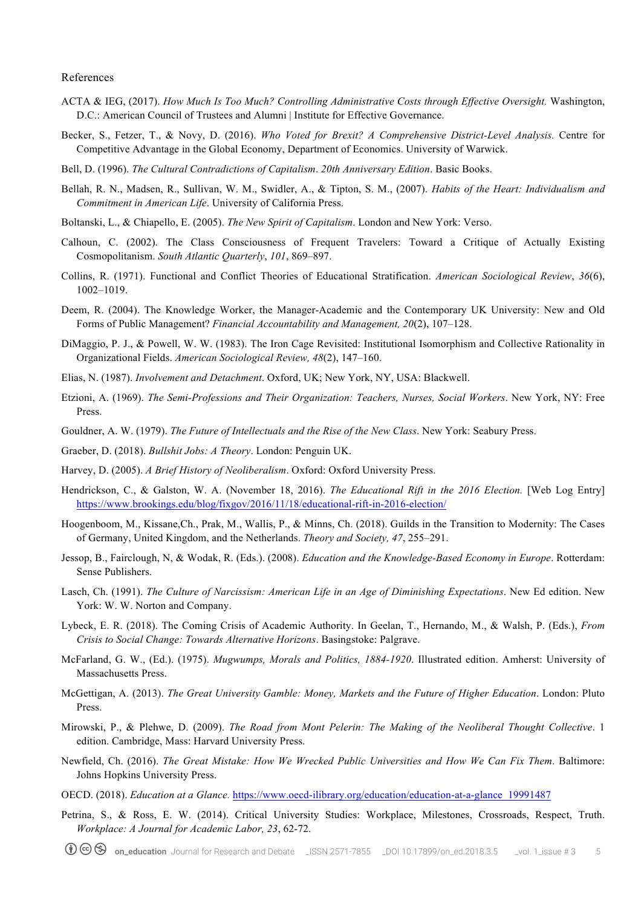References

ACTA & IEG, (2017). *How Much Is Too Much? Controlling Administrative Costs through Effective Oversight.* Washington, D.C.: American Council of Trustees and Alumni | Institute for Effective Governance.

Becker, S., Fetzer, T., & Novy, D. (2016). *Who Voted for Brexit? A Comprehensive District-Level Analysis.* Centre for Competitive Advantage in the Global Economy, Department of Economics. University of Warwick.

Bell, D. (1996). *The Cultural Contradictions of Capitalism*. *20th Anniversary Edition*. Basic Books.

Bellah, R. N., Madsen, R., Sullivan, W. M., Swidler, A., & Tipton, S. M., (2007). *Habits of the Heart: Individualism and Commitment in American Life*. University of California Press.

Boltanski, L., & Chiapello, E. (2005). *The New Spirit of Capitalism*. London and New York: Verso.

Calhoun, C. (2002). The Class Consciousness of Frequent Travelers: Toward a Critique of Actually Existing Cosmopolitanism. *South Atlantic Quarterly*, *101*, 869–897.

Collins, R. (1971). Functional and Conflict Theories of Educational Stratification. *American Sociological Review*, *36*(6), 1002–1019.

Deem, R. (2004). The Knowledge Worker, the Manager-Academic and the Contemporary UK University: New and Old Forms of Public Management? *Financial Accountability and Management, 20*(2), 107–128.

DiMaggio, P. J., & Powell, W. W. (1983). The Iron Cage Revisited: Institutional Isomorphism and Collective Rationality in Organizational Fields. *American Sociological Review, 48*(2), 147–160.

Elias, N. (1987). *Involvement and Detachment*. Oxford, UK; New York, NY, USA: Blackwell.

Etzioni, A. (1969). *The Semi-Professions and Their Organization: Teachers, Nurses, Social Workers*. New York, NY: Free Press.

Gouldner, A. W. (1979). *The Future of Intellectuals and the Rise of the New Class*. New York: Seabury Press.

Graeber, D. (2018). *Bullshit Jobs: A Theory*. London: Penguin UK.

Harvey, D. (2005). *A Brief History of Neoliberalism*. Oxford: Oxford University Press.

Hendrickson, C., & Galston, W. A. (November 18, 2016). *The Educational Rift in the 2016 Election.* [Web Log Entry] https://www.brookings.edu/blog/fixgov/2016/11/18/educational-rift-in-2016-election/

Hoogenboom, M., Kissane,Ch., Prak, M., Wallis, P., & Minns, Ch. (2018). Guilds in the Transition to Modernity: The Cases of Germany, United Kingdom, and the Netherlands. *Theory and Society, 47*, 255–291.

Jessop, B., Fairclough, N, & Wodak, R. (Eds.). (2008). *Education and the Knowledge-Based Economy in Europe*. Rotterdam: Sense Publishers.

Lasch, Ch. (1991). *The Culture of Narcissism: American Life in an Age of Diminishing Expectations*. New Ed edition. New York: W. W. Norton and Company.

Lybeck, E. R. (2018). The Coming Crisis of Academic Authority. In Geelan, T., Hernando, M., & Walsh, P. (Eds.), *From Crisis to Social Change: Towards Alternative Horizons*. Basingstoke: Palgrave.

McFarland, G. W., (Ed.). (1975). *Mugwumps, Morals and Politics, 1884-1920*. Illustrated edition. Amherst: University of Massachusetts Press.

McGettigan, A. (2013). *The Great University Gamble: Money, Markets and the Future of Higher Education*. London: Pluto Press.

Mirowski, P., & Plehwe, D. (2009). *The Road from Mont Pelerin: The Making of the Neoliberal Thought Collective*. 1 edition. Cambridge, Mass: Harvard University Press.

Newfield, Ch. (2016). *The Great Mistake: How We Wrecked Public Universities and How We Can Fix Them*. Baltimore: Johns Hopkins University Press.

OECD. (2018). *Education at a Glance.* https://www.oecd-ilibrary.org/education/education-at-a-glance_19991487

Petrina, S., & Ross, E. W. (2014). Critical University Studies: Workplace, Milestones, Crossroads, Respect, Truth. *Workplace: A Journal for Academic Labor, 23*, 62-72.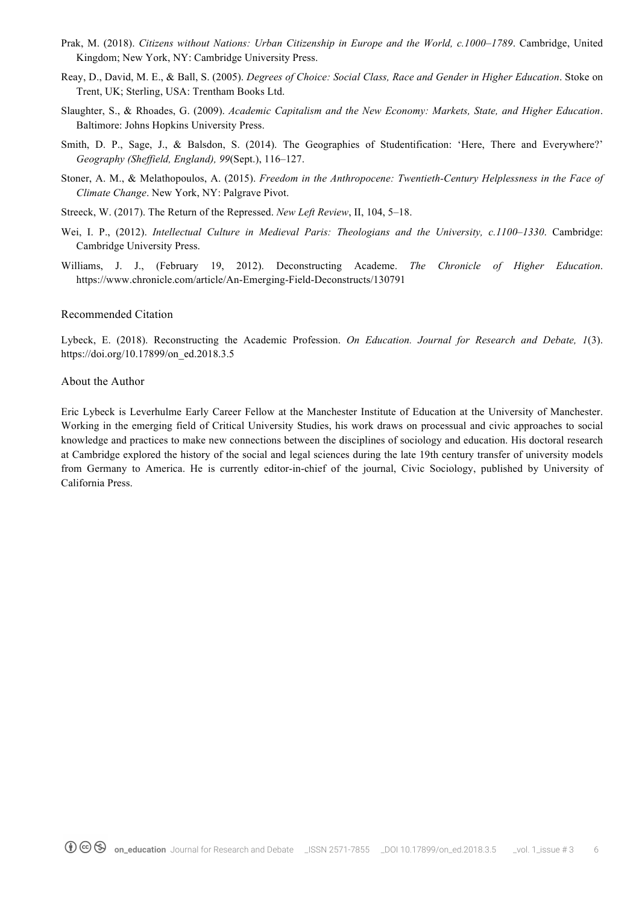Prak, M. (2018). *Citizens without Nations: Urban Citizenship in Europe and the World, c.1000–1789*. Cambridge, United Kingdom; New York, NY: Cambridge University Press.

Reay, D., David, M. E., & Ball, S. (2005). *Degrees of Choice: Social Class, Race and Gender in Higher Education*. Stoke on Trent, UK; Sterling, USA: Trentham Books Ltd.

Slaughter, S., & Rhoades, G. (2009). *Academic Capitalism and the New Economy: Markets, State, and Higher Education*. Baltimore: Johns Hopkins University Press.

Smith, D. P., Sage, J., & Balsdon, S. (2014). The Geographies of Studentification: 'Here, There and Everywhere?' *Geography (Sheffield, England), 99*(Sept.), 116–127.

Stoner, A. M., & Melathopoulos, A. (2015). *Freedom in the Anthropocene: Twentieth-Century Helplessness in the Face of Climate Change*. New York, NY: Palgrave Pivot.

Streeck, W. (2017). The Return of the Repressed. *New Left Review*, II, 104, 5–18.

Wei, I. P., (2012). *Intellectual Culture in Medieval Paris: Theologians and the University, c.1100–1330*. Cambridge: Cambridge University Press.

Williams, J. J., (February 19, 2012). Deconstructing Academe. *The Chronicle of Higher Education*. https://www.chronicle.com/article/An-Emerging-Field-Deconstructs/130791

## Recommended Citation

Lybeck, E. (2018). Reconstructing the Academic Profession. *On Education. Journal for Research and Debate, 1*(3). https://doi.org/10.17899/on_ed.2018.3.5

## About the Author

Eric Lybeck is Leverhulme Early Career Fellow at the Manchester Institute of Education at the University of Manchester. Working in the emerging field of Critical University Studies, his work draws on processual and civic approaches to social knowledge and practices to make new connections between the disciplines of sociology and education. His doctoral research at Cambridge explored the history of the social and legal sciences during the late 19th century transfer of university models from Germany to America. He is currently editor-in-chief of the journal, Civic Sociology, published by University of California Press.